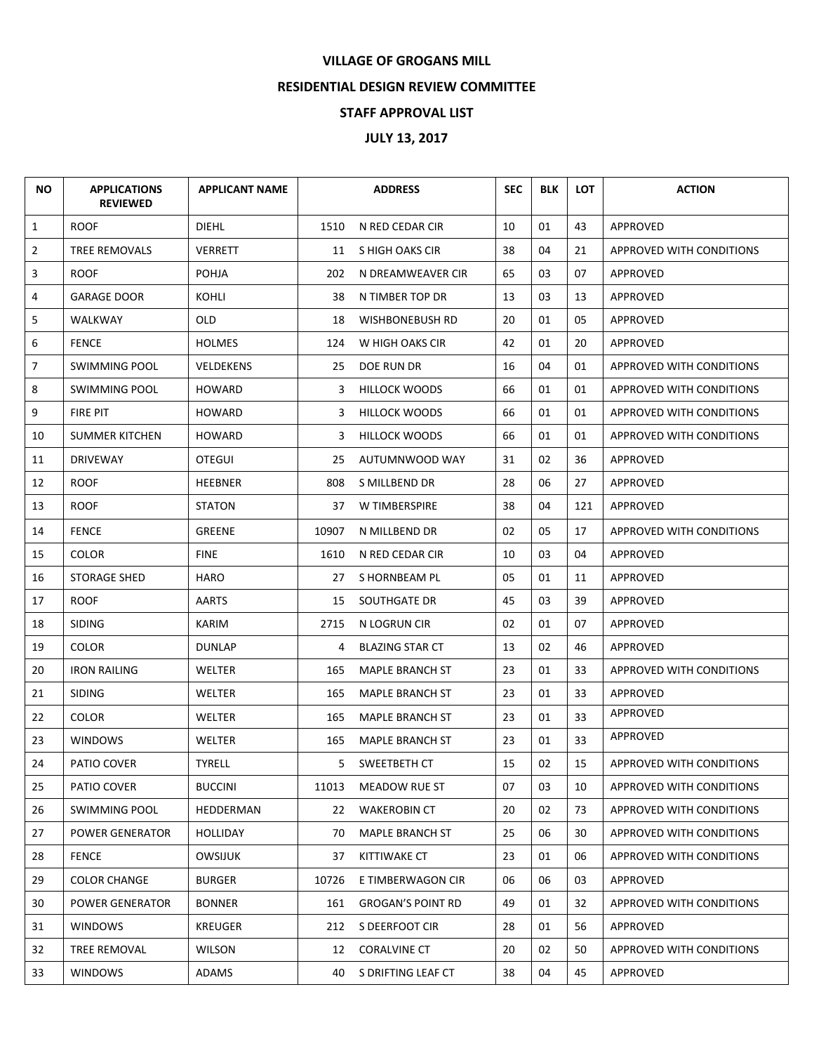# VILLAGE OF GROGANS MILL

## RESIDENTIAL DESIGN REVIEW COMMITTEE

## STAFF APPROVAL LIST

## JULY 13, 2017

| NO | APPLICATIONS REVIEWED | APPLICANT NAME | ADDRESS | | SEC | BLK | LOT | ACTION |
|---|---|---|---|---|---|---|---|---|
| 1 | ROOF | DIEHL | 1510 | N RED CEDAR CIR | 10 | 01 | 43 | APPROVED |
| 2 | TREE REMOVALS | VERRETT | 11 | S HIGH OAKS CIR | 38 | 04 | 21 | APPROVED WITH CONDITIONS |
| 3 | ROOF | POHJA | 202 | N DREAMWEAVER CIR | 65 | 03 | 07 | APPROVED |
| 4 | GARAGE DOOR | KOHLI | 38 | N TIMBER TOP DR | 13 | 03 | 13 | APPROVED |
| 5 | WALKWAY | OLD | 18 | WISHBONEBUSH RD | 20 | 01 | 05 | APPROVED |
| 6 | FENCE | HOLMES | 124 | W HIGH OAKS CIR | 42 | 01 | 20 | APPROVED |
| 7 | SWIMMING POOL | VELDEKENS | 25 | DOE RUN DR | 16 | 04 | 01 | APPROVED WITH CONDITIONS |
| 8 | SWIMMING POOL | HOWARD | 3 | HILLOCK WOODS | 66 | 01 | 01 | APPROVED WITH CONDITIONS |
| 9 | FIRE PIT | HOWARD | 3 | HILLOCK WOODS | 66 | 01 | 01 | APPROVED WITH CONDITIONS |
| 10 | SUMMER KITCHEN | HOWARD | 3 | HILLOCK WOODS | 66 | 01 | 01 | APPROVED WITH CONDITIONS |
| 11 | DRIVEWAY | OTEGUI | 25 | AUTUMNWOOD WAY | 31 | 02 | 36 | APPROVED |
| 12 | ROOF | HEEBNER | 808 | S MILLBEND DR | 28 | 06 | 27 | APPROVED |
| 13 | ROOF | STATON | 37 | W TIMBERSPIRE | 38 | 04 | 121 | APPROVED |
| 14 | FENCE | GREENE | 10907 | N MILLBEND DR | 02 | 05 | 17 | APPROVED WITH CONDITIONS |
| 15 | COLOR | FINE | 1610 | N RED CEDAR CIR | 10 | 03 | 04 | APPROVED |
| 16 | STORAGE SHED | HARO | 27 | S HORNBEAM PL | 05 | 01 | 11 | APPROVED |
| 17 | ROOF | AARTS | 15 | SOUTHGATE DR | 45 | 03 | 39 | APPROVED |
| 18 | SIDING | KARIM | 2715 | N LOGRUN CIR | 02 | 01 | 07 | APPROVED |
| 19 | COLOR | DUNLAP | 4 | BLAZING STAR CT | 13 | 02 | 46 | APPROVED |
| 20 | IRON RAILING | WELTER | 165 | MAPLE BRANCH ST | 23 | 01 | 33 | APPROVED WITH CONDITIONS |
| 21 | SIDING | WELTER | 165 | MAPLE BRANCH ST | 23 | 01 | 33 | APPROVED |
| 22 | COLOR | WELTER | 165 | MAPLE BRANCH ST | 23 | 01 | 33 | APPROVED |
| 23 | WINDOWS | WELTER | 165 | MAPLE BRANCH ST | 23 | 01 | 33 | APPROVED |
| 24 | PATIO COVER | TYRELL | 5 | SWEETBETH CT | 15 | 02 | 15 | APPROVED WITH CONDITIONS |
| 25 | PATIO COVER | BUCCINI | 11013 | MEADOW RUE ST | 07 | 03 | 10 | APPROVED WITH CONDITIONS |
| 26 | SWIMMING POOL | HEDDERMAN | 22 | WAKEROBIN CT | 20 | 02 | 73 | APPROVED WITH CONDITIONS |
| 27 | POWER GENERATOR | HOLLIDAY | 70 | MAPLE BRANCH ST | 25 | 06 | 30 | APPROVED WITH CONDITIONS |
| 28 | FENCE | OWSIJUK | 37 | KITTIWAKE CT | 23 | 01 | 06 | APPROVED WITH CONDITIONS |
| 29 | COLOR CHANGE | BURGER | 10726 | E TIMBERWAGON CIR | 06 | 06 | 03 | APPROVED |
| 30 | POWER GENERATOR | BONNER | 161 | GROGAN'S POINT RD | 49 | 01 | 32 | APPROVED WITH CONDITIONS |
| 31 | WINDOWS | KREUGER | 212 | S DEERFOOT CIR | 28 | 01 | 56 | APPROVED |
| 32 | TREE REMOVAL | WILSON | 12 | CORALVINE CT | 20 | 02 | 50 | APPROVED WITH CONDITIONS |
| 33 | WINDOWS | ADAMS | 40 | S DRIFTING LEAF CT | 38 | 04 | 45 | APPROVED |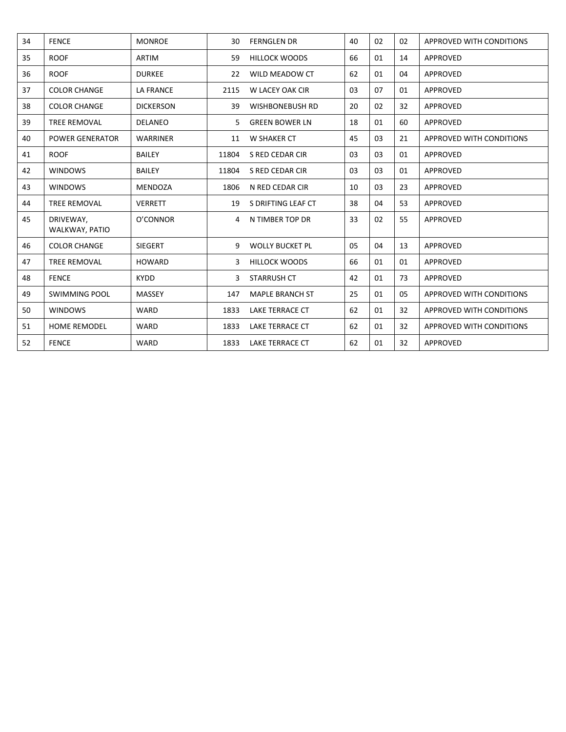| | | | | | | | | |
|---|---|---|---|---|---|---|---|---|
| 34 | FENCE | MONROE | 30 | FERNGLEN DR | 40 | 02 | 02 | APPROVED WITH CONDITIONS |
| 35 | ROOF | ARTIM | 59 | HILLOCK WOODS | 66 | 01 | 14 | APPROVED |
| 36 | ROOF | DURKEE | 22 | WILD MEADOW CT | 62 | 01 | 04 | APPROVED |
| 37 | COLOR CHANGE | LA FRANCE | 2115 | W LACEY OAK CIR | 03 | 07 | 01 | APPROVED |
| 38 | COLOR CHANGE | DICKERSON | 39 | WISHBONEBUSH RD | 20 | 02 | 32 | APPROVED |
| 39 | TREE REMOVAL | DELANEO | 5 | GREEN BOWER LN | 18 | 01 | 60 | APPROVED |
| 40 | POWER GENERATOR | WARRINER | 11 | W SHAKER CT | 45 | 03 | 21 | APPROVED WITH CONDITIONS |
| 41 | ROOF | BAILEY | 11804 | S RED CEDAR CIR | 03 | 03 | 01 | APPROVED |
| 42 | WINDOWS | BAILEY | 11804 | S RED CEDAR CIR | 03 | 03 | 01 | APPROVED |
| 43 | WINDOWS | MENDOZA | 1806 | N RED CEDAR CIR | 10 | 03 | 23 | APPROVED |
| 44 | TREE REMOVAL | VERRETT | 19 | S DRIFTING LEAF CT | 38 | 04 | 53 | APPROVED |
| 45 | DRIVEWAY, WALKWAY, PATIO | O'CONNOR | 4 | N TIMBER TOP DR | 33 | 02 | 55 | APPROVED |
| 46 | COLOR CHANGE | SIEGERT | 9 | WOLLY BUCKET PL | 05 | 04 | 13 | APPROVED |
| 47 | TREE REMOVAL | HOWARD | 3 | HILLOCK WOODS | 66 | 01 | 01 | APPROVED |
| 48 | FENCE | KYDD | 3 | STARRUSH CT | 42 | 01 | 73 | APPROVED |
| 49 | SWIMMING POOL | MASSEY | 147 | MAPLE BRANCH ST | 25 | 01 | 05 | APPROVED WITH CONDITIONS |
| 50 | WINDOWS | WARD | 1833 | LAKE TERRACE CT | 62 | 01 | 32 | APPROVED WITH CONDITIONS |
| 51 | HOME REMODEL | WARD | 1833 | LAKE TERRACE CT | 62 | 01 | 32 | APPROVED WITH CONDITIONS |
| 52 | FENCE | WARD | 1833 | LAKE TERRACE CT | 62 | 01 | 32 | APPROVED |